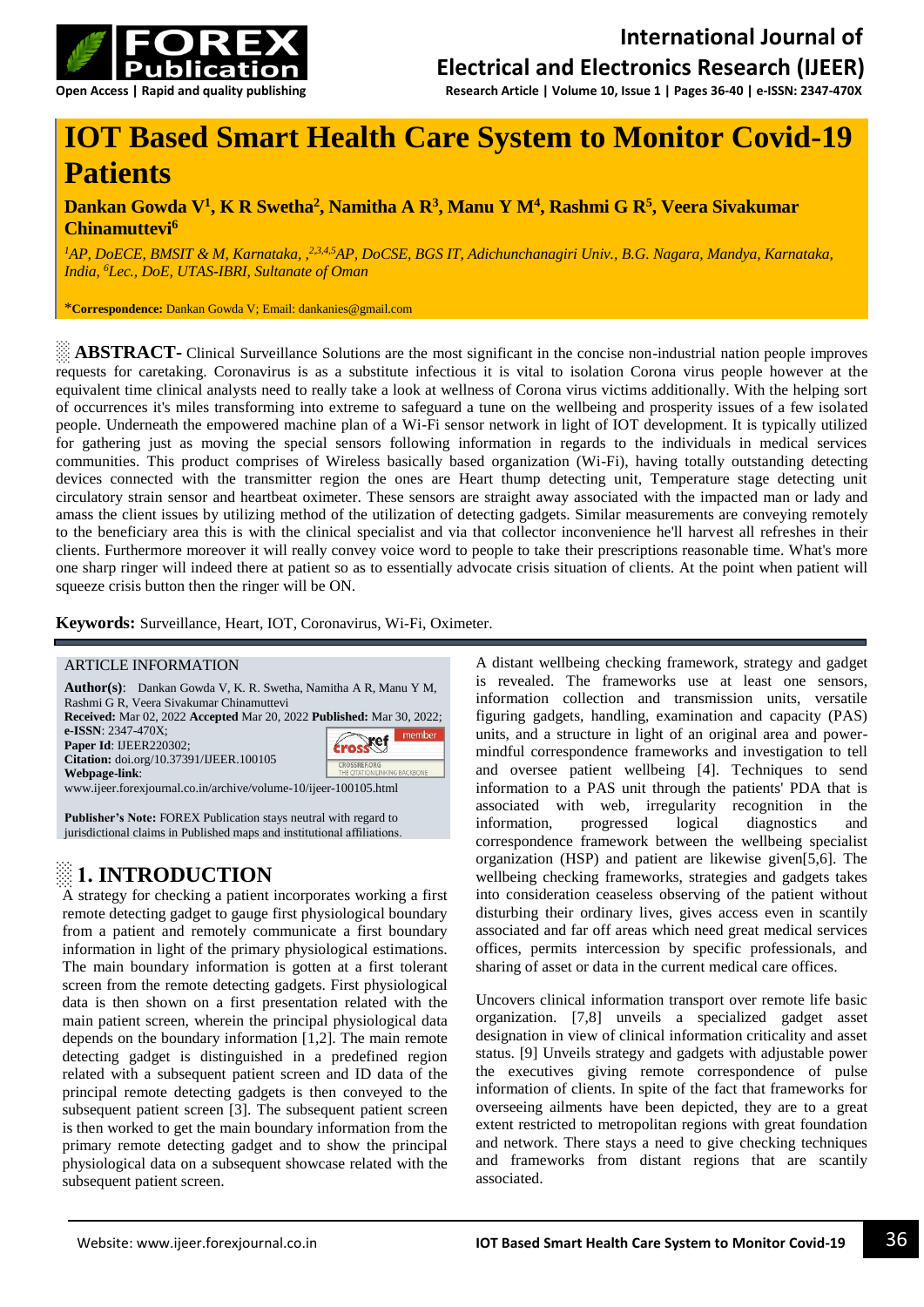# IOT Based Smart Health Care System to Monitor Covid-19 Patients

**Dankan Gowda V[1], K R Swetha[2], Namitha A R[3], Manu Y M[4], Rashmi G R[5], Veera Sivakumar Chinamuttevi[6]**

*[1]AP, DoECE, BMSIT & M, Karnataka, ,[2,3,4,5]AP, DoCSE, BGS IT, Adichunchanagiri Univ., B.G. Nagara, Mandya, Karnataka, India, [6]Lec., DoE, UTAS-IBRI, Sultanate of Oman*

*__Correspondence:__ Dankan Gowda V; Email: dankanies@gmail.com

**ABSTRACT-** Clinical Surveillance Solutions are the most significant in the concise non-industrial nation people improves requests for caretaking. Coronavirus is as a substitute infectious it is vital to isolation Corona virus people however at the equivalent time clinical analysts need to really take a look at wellness of Corona virus victims additionally. With the helping sort of occurrences it's miles transforming into extreme to safeguard a tune on the wellbeing and prosperity issues of a few isolated people. Underneath the empowered machine plan of a Wi-Fi sensor network in light of IOT development. It is typically utilized for gathering just as moving the special sensors following information in regards to the individuals in medical services communities. This product comprises of Wireless basically based organization (Wi-Fi), having totally outstanding detecting devices connected with the transmitter region the ones are Heart thump detecting unit, Temperature stage detecting unit circulatory strain sensor and heartbeat oximeter. These sensors are straight away associated with the impacted man or lady and amass the client issues by utilizing method of the utilization of detecting gadgets. Similar measurements are conveying remotely to the beneficiary area this is with the clinical specialist and via that collector inconvenience he'll harvest all refreshes in their clients. Furthermore moreover it will really convey voice word to people to take their prescriptions reasonable time. What's more one sharp ringer will indeed there at patient so as to essentially advocate crisis situation of clients. At the point when patient will squeeze crisis button then the ringer will be ON.

**Keywords:** Surveillance, Heart, IOT, Coronavirus, Wi-Fi, Oximeter.

ARTICLE INFORMATION

**Author(s)**: Dankan Gowda V, K. R. Swetha, Namitha A R, Manu Y M, Rashmi G R, Veera Sivakumar Chinamuttevi
**Received:** Mar 02, 2022 **Accepted** Mar 20, 2022 **Published:** Mar 30, 2022;
**e-ISSN**: 2347-470X;
**Paper Id**: IJEER220302;
**Citation:** doi.org/10.37391/IJEER.100105
**Webpage-link**:
www.ijeer.forexjournal.co.in/archive/volume-10/ijeer-100105.html

**Publisher's Note:** FOREX Publication stays neutral with regard to jurisdictional claims in Published maps and institutional affiliations.

## 1. INTRODUCTION

A strategy for checking a patient incorporates working a first remote detecting gadget to gauge first physiological boundary from a patient and remotely communicate a first boundary information in light of the primary physiological estimations. The main boundary information is gotten at a first tolerant screen from the remote detecting gadgets. First physiological data is then shown on a first presentation related with the main patient screen, wherein the principal physiological data depends on the boundary information [1,2]. The main remote detecting gadget is distinguished in a predefined region related with a subsequent patient screen and ID data of the principal remote detecting gadgets is then conveyed to the subsequent patient screen [3]. The subsequent patient screen is then worked to get the main boundary information from the primary remote detecting gadget and to show the principal physiological data on a subsequent showcase related with the subsequent patient screen.

A distant wellbeing checking framework, strategy and gadget is revealed. The frameworks use at least one sensors, information collection and transmission units, versatile figuring gadgets, handling, examination and capacity (PAS) units, and a structure in light of an original area and power-mindful correspondence frameworks and investigation to tell and oversee patient wellbeing [4]. Techniques to send information to a PAS unit through the patients' PDA that is associated with web, irregularity recognition in the information, progressed logical diagnostics and correspondence framework between the wellbeing specialist organization (HSP) and patient are likewise given[5,6]. The wellbeing checking frameworks, strategies and gadgets takes into consideration ceaseless observing of the patient without disturbing their ordinary lives, gives access even in scantily associated and far off areas which need great medical services offices, permits intercession by specific professionals, and sharing of asset or data in the current medical care offices.

Uncovers clinical information transport over remote life basic organization. [7,8] unveils a specialized gadget asset designation in view of clinical information criticality and asset status. [9] Unveils strategy and gadgets with adjustable power the executives giving remote correspondence of pulse information of clients. In spite of the fact that frameworks for overseeing ailments have been depicted, they are to a great extent restricted to metropolitan regions with great foundation and network. There stays a need to give checking techniques and frameworks from distant regions that are scantily associated.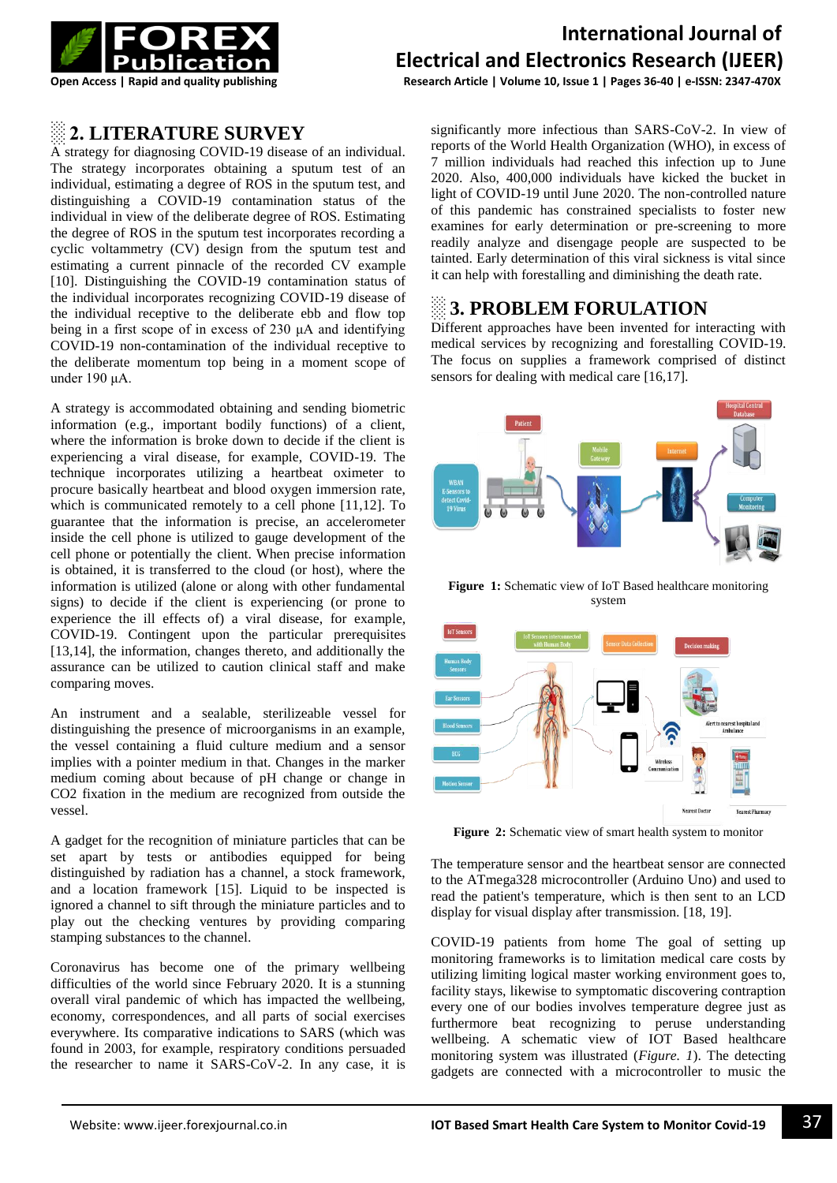## 2. LITERATURE SURVEY

A strategy for diagnosing COVID-19 disease of an individual. The strategy incorporates obtaining a sputum test of an individual, estimating a degree of ROS in the sputum test, and distinguishing a COVID-19 contamination status of the individual in view of the deliberate degree of ROS. Estimating the degree of ROS in the sputum test incorporates recording a cyclic voltammetry (CV) design from the sputum test and estimating a current pinnacle of the recorded CV example [10]. Distinguishing the COVID-19 contamination status of the individual incorporates recognizing COVID-19 disease of the individual receptive to the deliberate ebb and flow top being in a first scope of in excess of 230 μA and identifying COVID-19 non-contamination of the individual receptive to the deliberate momentum top being in a moment scope of under 190 μA.

A strategy is accommodated obtaining and sending biometric information (e.g., important bodily functions) of a client, where the information is broke down to decide if the client is experiencing a viral disease, for example, COVID-19. The technique incorporates utilizing a heartbeat oximeter to procure basically heartbeat and blood oxygen immersion rate, which is communicated remotely to a cell phone [11,12]. To guarantee that the information is precise, an accelerometer inside the cell phone is utilized to gauge development of the cell phone or potentially the client. When precise information is obtained, it is transferred to the cloud (or host), where the information is utilized (alone or along with other fundamental signs) to decide if the client is experiencing (or prone to experience the ill effects of) a viral disease, for example, COVID-19. Contingent upon the particular prerequisites [13,14], the information, changes thereto, and additionally the assurance can be utilized to caution clinical staff and make comparing moves.

An instrument and a sealable, sterilizeable vessel for distinguishing the presence of microorganisms in an example, the vessel containing a fluid culture medium and a sensor implies with a pointer medium in that. Changes in the marker medium coming about because of pH change or change in $CO_2$ fixation in the medium are recognized from outside the vessel.

A gadget for the recognition of miniature particles that can be set apart by tests or antibodies equipped for being distinguished by radiation has a channel, a stock framework, and a location framework [15]. Liquid to be inspected is ignored a channel to sift through the miniature particles and to play out the checking ventures by providing comparing stamping substances to the channel.

Coronavirus has become one of the primary wellbeing difficulties of the world since February 2020. It is a stunning overall viral pandemic of which has impacted the wellbeing, economy, correspondences, and all parts of social exercises everywhere. Its comparative indications to SARS (which was found in 2003, for example, respiratory conditions persuaded the researcher to name it SARS-CoV-2. In any case, it is significantly more infectious than SARS-CoV-2. In view of reports of the World Health Organization (WHO), in excess of 7 million individuals had reached this infection up to June 2020. Also, 400,000 individuals have kicked the bucket in light of COVID-19 until June 2020. The non-controlled nature of this pandemic has constrained specialists to foster new examines for early determination or pre-screening to more readily analyze and disengage people are suspected to be tainted. Early determination of this viral sickness is vital since it can help with forestalling and diminishing the death rate.

## 3. PROBLEM FORULATION

Different approaches have been invented for interacting with medical services by recognizing and forestalling COVID-19. The focus on supplies a framework comprised of distinct sensors for dealing with medical care [16,17].

**Figure 1:** Schematic view of IoT Based healthcare monitoring system

**Figure 2:** Schematic view of smart health system to monitor

The temperature sensor and the heartbeat sensor are connected to the ATmega328 microcontroller (Arduino Uno) and used to read the patient's temperature, which is then sent to an LCD display for visual display after transmission. [18, 19].

COVID-19 patients from home The goal of setting up monitoring frameworks is to limitation medical care costs by utilizing limiting logical master working environment goes to, facility stays, likewise to symptomatic discovering contraption every one of our bodies involves temperature degree just as furthermore beat recognizing to peruse understanding wellbeing. A schematic view of IOT Based healthcare monitoring system was illustrated (*Figure. 1*). The detecting gadgets are connected with a microcontroller to music the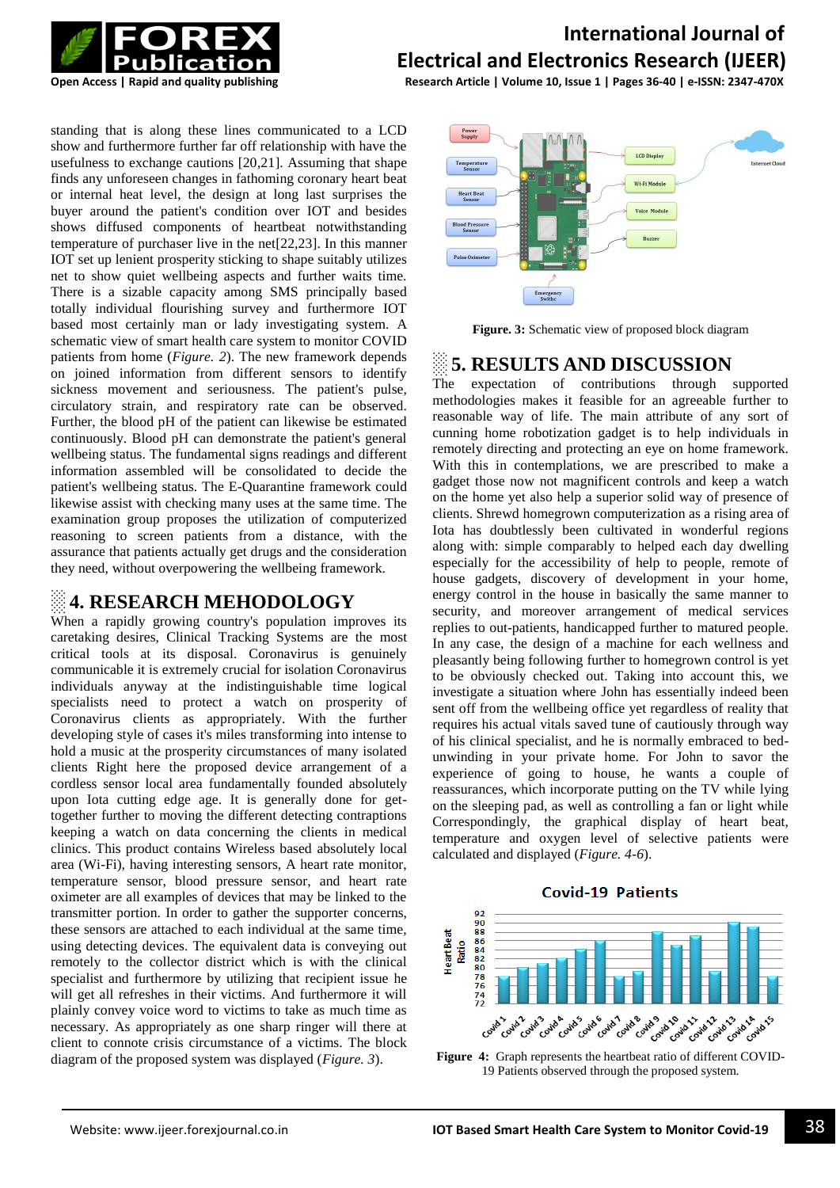standing that is along these lines communicated to a LCD show and furthermore further far off relationship with have the usefulness to exchange cautions [20,21]. Assuming that shape finds any unforeseen changes in fathoming coronary heart beat or internal heat level, the design at long last surprises the buyer around the patient's condition over IOT and besides shows diffused components of heartbeat notwithstanding temperature of purchaser live in the net[22,23]. In this manner IOT set up lenient prosperity sticking to shape suitably utilizes net to show quiet wellbeing aspects and further waits time. There is a sizable capacity among SMS principally based totally individual flourishing survey and furthermore IOT based most certainly man or lady investigating system. A schematic view of smart health care system to monitor COVID patients from home (*Figure. 2*). The new framework depends on joined information from different sensors to identify sickness movement and seriousness. The patient's pulse, circulatory strain, and respiratory rate can be observed. Further, the blood pH of the patient can likewise be estimated continuously. Blood pH can demonstrate the patient's general wellbeing status. The fundamental signs readings and different information assembled will be consolidated to decide the patient's wellbeing status. The E-Quarantine framework could likewise assist with checking many uses at the same time. The examination group proposes the utilization of computerized reasoning to screen patients from a distance, with the assurance that patients actually get drugs and the consideration they need, without overpowering the wellbeing framework.

## 4. RESEARCH MEHODOLOGY

When a rapidly growing country's population improves its caretaking desires, Clinical Tracking Systems are the most critical tools at its disposal. Coronavirus is genuinely communicable it is extremely crucial for isolation Coronavirus individuals anyway at the indistinguishable time logical specialists need to protect a watch on prosperity of Coronavirus clients as appropriately. With the further developing style of cases it's miles transforming into intense to hold a music at the prosperity circumstances of many isolated clients Right here the proposed device arrangement of a cordless sensor local area fundamentally founded absolutely upon Iota cutting edge age. It is generally done for get-together further to moving the different detecting contraptions keeping a watch on data concerning the clients in medical clinics. This product contains Wireless based absolutely local area (Wi-Fi), having interesting sensors, A heart rate monitor, temperature sensor, blood pressure sensor, and heart rate oximeter are all examples of devices that may be linked to the transmitter portion. In order to gather the supporter concerns, these sensors are attached to each individual at the same time, using detecting devices. The equivalent data is conveying out remotely to the collector district which is with the clinical specialist and furthermore by utilizing that recipient issue he will get all refreshes in their victims. And furthermore it will plainly convey voice word to victims to take as much time as necessary. As appropriately as one sharp ringer will there at client to connote crisis circumstance of a victims. The block diagram of the proposed system was displayed (*Figure. 3*).

**Figure. 3:** Schematic view of proposed block diagram

## 5. RESULTS AND DISCUSSION

The expectation of contributions through supported methodologies makes it feasible for an agreeable further to reasonable way of life. The main attribute of any sort of cunning home robotization gadget is to help individuals in remotely directing and protecting an eye on home framework. With this in contemplations, we are prescribed to make a gadget those now not magnificent controls and keep a watch on the home yet also help a superior solid way of presence of clients. Shrewd homegrown computerization as a rising area of Iota has doubtlessly been cultivated in wonderful regions along with: simple comparably to helped each day dwelling especially for the accessibility of help to people, remote of house gadgets, discovery of development in your home, energy control in the house in basically the same manner to security, and moreover arrangement of medical services replies to out-patients, handicapped further to matured people. In any case, the design of a machine for each wellness and pleasantly being following further to homegrown control is yet to be obviously checked out. Taking into account this, we investigate a situation where John has essentially indeed been sent off from the wellbeing office yet regardless of reality that requires his actual vitals saved tune of cautiously through way of his clinical specialist, and he is normally embraced to bed-unwinding in your private home. For John to savor the experience of going to house, he wants a couple of reassurances, which incorporate putting on the TV while lying on the sleeping pad, as well as controlling a fan or light while Correspondingly, the graphical display of heart beat, temperature and oxygen level of selective patients were calculated and displayed (*Figure. 4-6*).

**Figure 4:** Graph represents the heartbeat ratio of different COVID-19 Patients observed through the proposed system.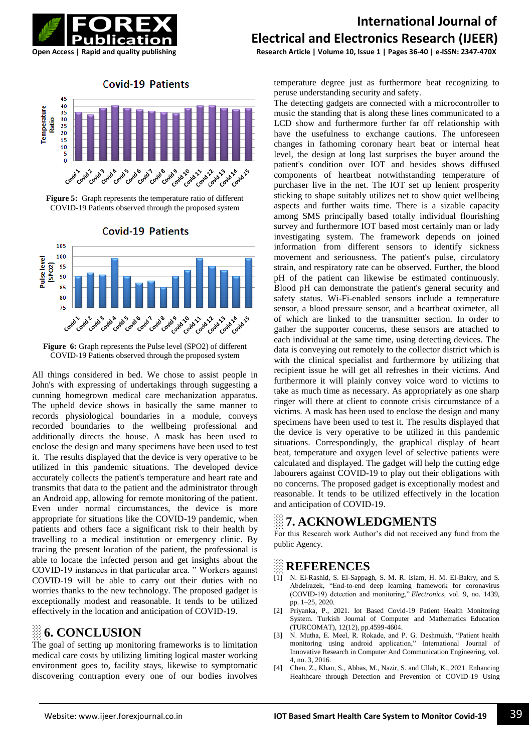Figure 5: Graph represents the temperature ratio of different COVID-19 Patients observed through the proposed system

Figure 6: Graph represents the Pulse level (SPO2) of different COVID-19 Patients observed through the proposed system

All things considered in bed. We chose to assist people in John's with expressing of undertakings through suggesting a cunning homegrown medical care mechanization apparatus. The upheld device shows in basically the same manner to records physiological boundaries in a module, conveys recorded boundaries to the wellbeing professional and additionally directs the house. A mask has been used to enclose the design and many specimens have been used to test it. The results displayed that the device is very operative to be utilized in this pandemic situations. The developed device accurately collects the patient's temperature and heart rate and transmits that data to the patient and the administrator through an Android app, allowing for remote monitoring of the patient. Even under normal circumstances, the device is more appropriate for situations like the COVID-19 pandemic, when patients and others face a significant risk to their health by travelling to a medical institution or emergency clinic. By tracing the present location of the patient, the professional is able to locate the infected person and get insights about the COVID-19 instances in that particular area. " Workers against COVID-19 will be able to carry out their duties with no worries thanks to the new technology. The proposed gadget is exceptionally modest and reasonable. It tends to be utilized effectively in the location and anticipation of COVID-19.

## 6. CONCLUSION

The goal of setting up monitoring frameworks is to limitation medical care costs by utilizing limiting logical master working environment goes to, facility stays, likewise to symptomatic discovering contraption every one of our bodies involves temperature degree just as furthermore beat recognizing to peruse understanding security and safety.

The detecting gadgets are connected with a microcontroller to music the standing that is along these lines communicated to a LCD show and furthermore further far off relationship with have the usefulness to exchange cautions. The unforeseen changes in fathoming coronary heart beat or internal heat level, the design at long last surprises the buyer around the patient's condition over IOT and besides shows diffused components of heartbeat notwithstanding temperature of purchaser live in the net. The IOT set up lenient prosperity sticking to shape suitably utilizes net to show quiet wellbeing aspects and further waits time. There is a sizable capacity among SMS principally based totally individual flourishing survey and furthermore IOT based most certainly man or lady investigating system. The framework depends on joined information from different sensors to identify sickness movement and seriousness. The patient's pulse, circulatory strain, and respiratory rate can be observed. Further, the blood pH of the patient can likewise be estimated continuously. Blood pH can demonstrate the patient's general security and safety status. Wi-Fi-enabled sensors include a temperature sensor, a blood pressure sensor, and a heartbeat oximeter, all of which are linked to the transmitter section. In order to gather the supporter concerns, these sensors are attached to each individual at the same time, using detecting devices. The data is conveying out remotely to the collector district which is with the clinical specialist and furthermore by utilizing that recipient issue he will get all refreshes in their victims. And furthermore it will plainly convey voice word to victims to take as much time as necessary. As appropriately as one sharp ringer will there at client to connote crisis circumstance of a victims. A mask has been used to enclose the design and many specimens have been used to test it. The results displayed that the device is very operative to be utilized in this pandemic situations. Correspondingly, the graphical display of heart beat, temperature and oxygen level of selective patients were calculated and displayed. The gadget will help the cutting edge labourers against COVID-19 to play out their obligations with no concerns. The proposed gadget is exceptionally modest and reasonable. It tends to be utilized effectively in the location and anticipation of COVID-19.

## 7. ACKNOWLEDGMENTS

For this Research work Author's did not received any fund from the public Agency.

## REFERENCES

[1] N. El-Rashid, S. El-Sappagh, S. M. R. Islam, H. M. El-Bakry, and S. Abdelrazek, "End-to-end deep learning framework for coronavirus (COVID-19) detection and monitoring," *Electronics*, vol. 9, no. 1439, pp. 1–25, 2020.

[2] Priyanka, P., 2021. Iot Based Covid-19 Patient Health Monitoring System. Turkish Journal of Computer and Mathematics Education (TURCOMAT), 12(12), pp.4599-4604.

[3] N. Mutha, E. Meel, R. Rokade, and P. G. Deshmukh, "Patient health monitoring using android application," International Journal of Innovative Research in Computer And Communication Engineering, vol. 4, no. 3, 2016.

[4] Chen, Z., Khan, S., Abbas, M., Nazir, S. and Ullah, K., 2021. Enhancing Healthcare through Detection and Prevention of COVID-19 Using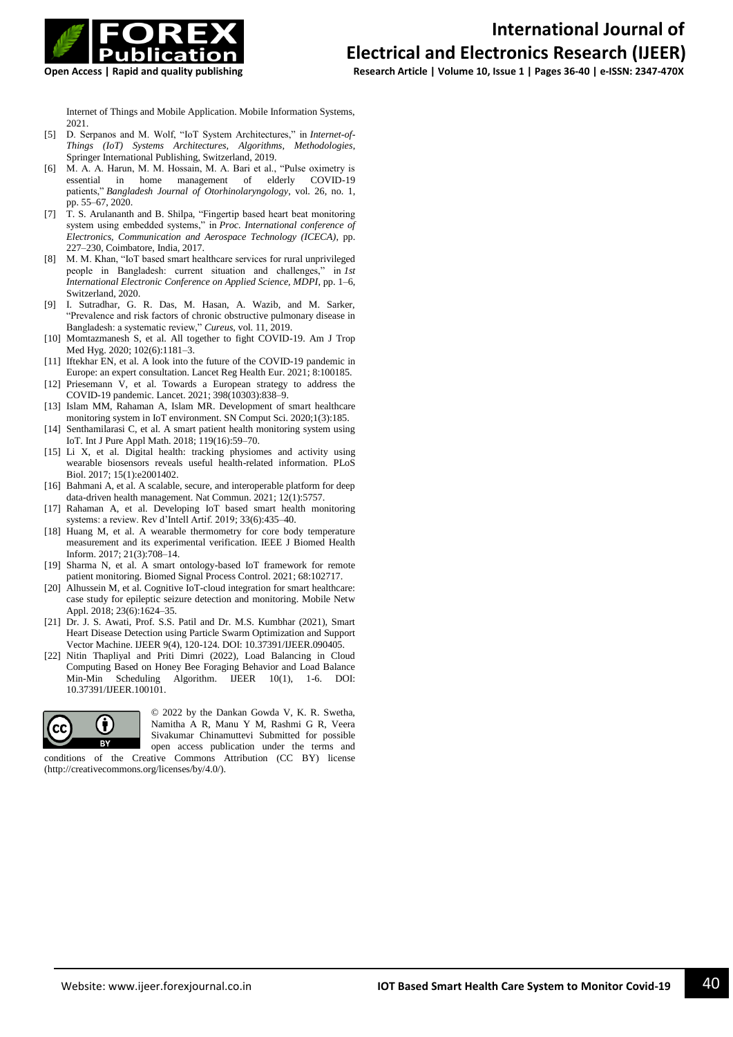Internet of Things and Mobile Application. Mobile Information Systems, 2021.

[5] D. Serpanos and M. Wolf, "IoT System Architectures," in *Internet-of-Things (IoT) Systems Architectures, Algorithms, Methodologies*, Springer International Publishing, Switzerland, 2019.

[6] M. A. A. Harun, M. M. Hossain, M. A. Bari et al., "Pulse oximetry is essential in home management of elderly COVID-19 patients," *Bangladesh Journal of Otorhinolaryngology*, vol. 26, no. 1, pp. 55–67, 2020.

[7] T. S. Arulananth and B. Shilpa, "Fingertip based heart beat monitoring system using embedded systems," in *Proc. International conference of Electronics, Communication and Aerospace Technology (ICECA)*, pp. 227–230, Coimbatore, India, 2017.

[8] M. M. Khan, "IoT based smart healthcare services for rural unprivileged people in Bangladesh: current situation and challenges," in *1st International Electronic Conference on Applied Science, MDPI*, pp. 1–6, Switzerland, 2020.

[9] I. Sutradhar, G. R. Das, M. Hasan, A. Wazib, and M. Sarker, "Prevalence and risk factors of chronic obstructive pulmonary disease in Bangladesh: a systematic review," *Cureus*, vol. 11, 2019.

[10] Momtazmanesh S, et al. All together to fight COVID-19. Am J Trop Med Hyg. 2020; 102(6):1181–3.

[11] Iftekhar EN, et al. A look into the future of the COVID-19 pandemic in Europe: an expert consultation. Lancet Reg Health Eur. 2021; 8:100185.

[12] Priesemann V, et al. Towards a European strategy to address the COVID-19 pandemic. Lancet. 2021; 398(10303):838–9.

[13] Islam MM, Rahaman A, Islam MR. Development of smart healthcare monitoring system in IoT environment. SN Comput Sci. 2020;1(3):185.

[14] Senthamilarasi C, et al. A smart patient health monitoring system using IoT. Int J Pure Appl Math. 2018; 119(16):59–70.

[15] Li X, et al. Digital health: tracking physiomes and activity using wearable biosensors reveals useful health-related information. PLoS Biol. 2017; 15(1):e2001402.

[16] Bahmani A, et al. A scalable, secure, and interoperable platform for deep data-driven health management. Nat Commun. 2021; 12(1):5757.

[17] Rahaman A, et al. Developing IoT based smart health monitoring systems: a review. Rev d'Intell Artif. 2019; 33(6):435–40.

[18] Huang M, et al. A wearable thermometry for core body temperature measurement and its experimental verification. IEEE J Biomed Health Inform. 2017; 21(3):708–14.

[19] Sharma N, et al. A smart ontology-based IoT framework for remote patient monitoring. Biomed Signal Process Control. 2021; 68:102717.

[20] Alhussein M, et al. Cognitive IoT-cloud integration for smart healthcare: case study for epileptic seizure detection and monitoring. Mobile Netw Appl. 2018; 23(6):1624–35.

[21] Dr. J. S. Awati, Prof. S.S. Patil and Dr. M.S. Kumbhar (2021), Smart Heart Disease Detection using Particle Swarm Optimization and Support Vector Machine. IJEER 9(4), 120-124. DOI: 10.37391/IJEER.090405.

[22] Nitin Thapliyal and Priti Dimri (2022), Load Balancing in Cloud Computing Based on Honey Bee Foraging Behavior and Load Balance Min-Min Scheduling Algorithm. IJEER 10(1), 1-6. DOI: 10.37391/IJEER.100101.

© 2022 by the Dankan Gowda V, K. R. Swetha, Namitha A R, Manu Y M, Rashmi G R, Veera Sivakumar Chinamuttevi Submitted for possible open access publication under the terms and conditions of the Creative Commons Attribution (CC BY) license (http://creativecommons.org/licenses/by/4.0/).